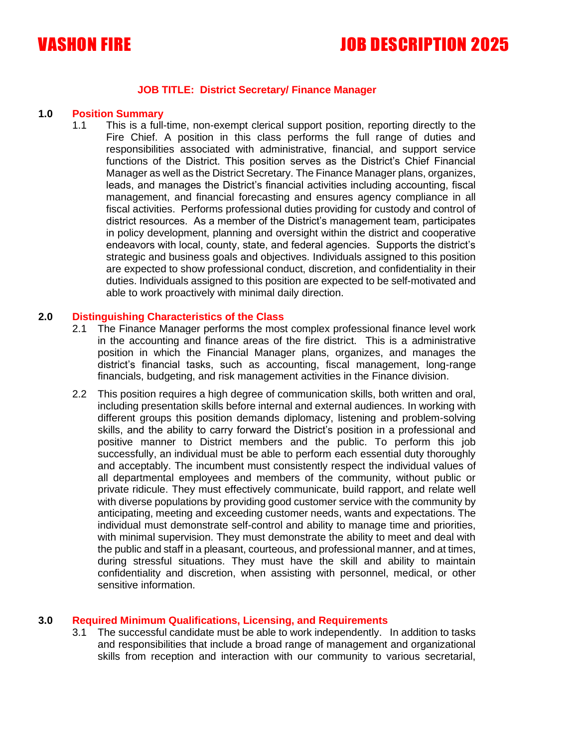# VASHON FIRE JOB DESCRIPTION 2025

## JOB TITLE: District Secretary/ Finance Manager

### 1.0 Position Summary

1.1 This is a full-time, non-exempt clerical support position, reporting directly to the Fire Chief. A position in this class performs the full range of duties and responsibilities associated with administrative, financial, and support service functions of the District. This position serves as the District's Chief Financial Manager as well as the District Secretary. The Finance Manager plans, organizes, leads, and manages the District's financial activities including accounting, fiscal management, and financial forecasting and ensures agency compliance in all fiscal activities. Performs professional duties providing for custody and control of district resources. As a member of the District's management team, participates in policy development, planning and oversight within the district and cooperative endeavors with local, county, state, and federal agencies. Supports the district's strategic and business goals and objectives. Individuals assigned to this position are expected to show professional conduct, discretion, and confidentiality in their duties. Individuals assigned to this position are expected to be self-motivated and able to work proactively with minimal daily direction.

### 2.0 Distinguishing Characteristics of the Class

2.1 The Finance Manager performs the most complex professional finance level work in the accounting and finance areas of the fire district. This is a administrative position in which the Financial Manager plans, organizes, and manages the district's financial tasks, such as accounting, fiscal management, long-range financials, budgeting, and risk management activities in the Finance division.

2.2 This position requires a high degree of communication skills, both written and oral, including presentation skills before internal and external audiences. In working with different groups this position demands diplomacy, listening and problem-solving skills, and the ability to carry forward the District's position in a professional and positive manner to District members and the public. To perform this job successfully, an individual must be able to perform each essential duty thoroughly and acceptably. The incumbent must consistently respect the individual values of all departmental employees and members of the community, without public or private ridicule. They must effectively communicate, build rapport, and relate well with diverse populations by providing good customer service with the community by anticipating, meeting and exceeding customer needs, wants and expectations. The individual must demonstrate self-control and ability to manage time and priorities, with minimal supervision. They must demonstrate the ability to meet and deal with the public and staff in a pleasant, courteous, and professional manner, and at times, during stressful situations. They must have the skill and ability to maintain confidentiality and discretion, when assisting with personnel, medical, or other sensitive information.

### 3.0 Required Minimum Qualifications, Licensing, and Requirements

3.1 The successful candidate must be able to work independently. In addition to tasks and responsibilities that include a broad range of management and organizational skills from reception and interaction with our community to various secretarial,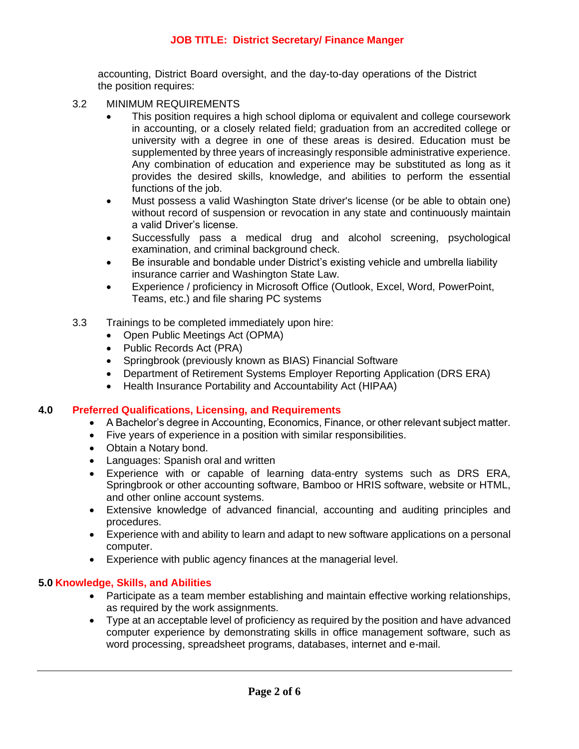accounting, District Board oversight, and the day-to-day operations of the District the position requires:

3.2 MINIMUM REQUIREMENTS

- This position requires a high school diploma or equivalent and college coursework in accounting, or a closely related field; graduation from an accredited college or university with a degree in one of these areas is desired. Education must be supplemented by three years of increasingly responsible administrative experience. Any combination of education and experience may be substituted as long as it provides the desired skills, knowledge, and abilities to perform the essential functions of the job.
- Must possess a valid Washington State driver's license (or be able to obtain one) without record of suspension or revocation in any state and continuously maintain a valid Driver's license.
- Successfully pass a medical drug and alcohol screening, psychological examination, and criminal background check.
- Be insurable and bondable under District's existing vehicle and umbrella liability insurance carrier and Washington State Law.
- Experience / proficiency in Microsoft Office (Outlook, Excel, Word, PowerPoint, Teams, etc.) and file sharing PC systems

3.3 Trainings to be completed immediately upon hire:

- Open Public Meetings Act (OPMA)
- Public Records Act (PRA)
- Springbrook (previously known as BIAS) Financial Software
- Department of Retirement Systems Employer Reporting Application (DRS ERA)
- Health Insurance Portability and Accountability Act (HIPAA)

## 4.0 Preferred Qualifications, Licensing, and Requirements

- A Bachelor's degree in Accounting, Economics, Finance, or other relevant subject matter.
- Five years of experience in a position with similar responsibilities.
- Obtain a Notary bond.
- Languages: Spanish oral and written
- Experience with or capable of learning data-entry systems such as DRS ERA, Springbrook or other accounting software, Bamboo or HRIS software, website or HTML, and other online account systems.
- Extensive knowledge of advanced financial, accounting and auditing principles and procedures.
- Experience with and ability to learn and adapt to new software applications on a personal computer.
- Experience with public agency finances at the managerial level.

## 5.0 Knowledge, Skills, and Abilities

- Participate as a team member establishing and maintain effective working relationships, as required by the work assignments.
- Type at an acceptable level of proficiency as required by the position and have advanced computer experience by demonstrating skills in office management software, such as word processing, spreadsheet programs, databases, internet and e-mail.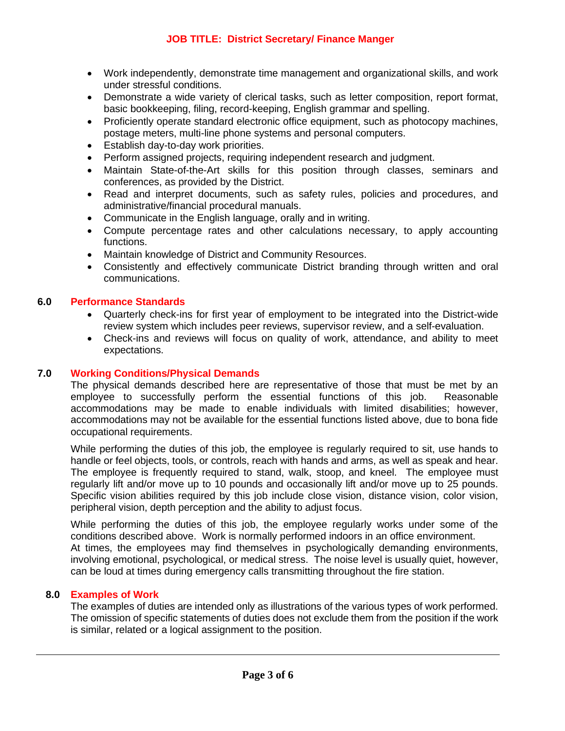- Work independently, demonstrate time management and organizational skills, and work under stressful conditions.
- Demonstrate a wide variety of clerical tasks, such as letter composition, report format, basic bookkeeping, filing, record-keeping, English grammar and spelling.
- Proficiently operate standard electronic office equipment, such as photocopy machines, postage meters, multi-line phone systems and personal computers.
- Establish day-to-day work priorities.
- Perform assigned projects, requiring independent research and judgment.
- Maintain State-of-the-Art skills for this position through classes, seminars and conferences, as provided by the District.
- Read and interpret documents, such as safety rules, policies and procedures, and administrative/financial procedural manuals.
- Communicate in the English language, orally and in writing.
- Compute percentage rates and other calculations necessary, to apply accounting functions.
- Maintain knowledge of District and Community Resources.
- Consistently and effectively communicate District branding through written and oral communications.

## 6.0 Performance Standards

- Quarterly check-ins for first year of employment to be integrated into the District-wide review system which includes peer reviews, supervisor review, and a self-evaluation.
- Check-ins and reviews will focus on quality of work, attendance, and ability to meet expectations.

## 7.0 Working Conditions/Physical Demands

The physical demands described here are representative of those that must be met by an employee to successfully perform the essential functions of this job. Reasonable accommodations may be made to enable individuals with limited disabilities; however, accommodations may not be available for the essential functions listed above, due to bona fide occupational requirements.

While performing the duties of this job, the employee is regularly required to sit, use hands to handle or feel objects, tools, or controls, reach with hands and arms, as well as speak and hear. The employee is frequently required to stand, walk, stoop, and kneel. The employee must regularly lift and/or move up to 10 pounds and occasionally lift and/or move up to 25 pounds. Specific vision abilities required by this job include close vision, distance vision, color vision, peripheral vision, depth perception and the ability to adjust focus.

While performing the duties of this job, the employee regularly works under some of the conditions described above. Work is normally performed indoors in an office environment.
At times, the employees may find themselves in psychologically demanding environments, involving emotional, psychological, or medical stress. The noise level is usually quiet, however, can be loud at times during emergency calls transmitting throughout the fire station.

## 8.0 Examples of Work

The examples of duties are intended only as illustrations of the various types of work performed. The omission of specific statements of duties does not exclude them from the position if the work is similar, related or a logical assignment to the position.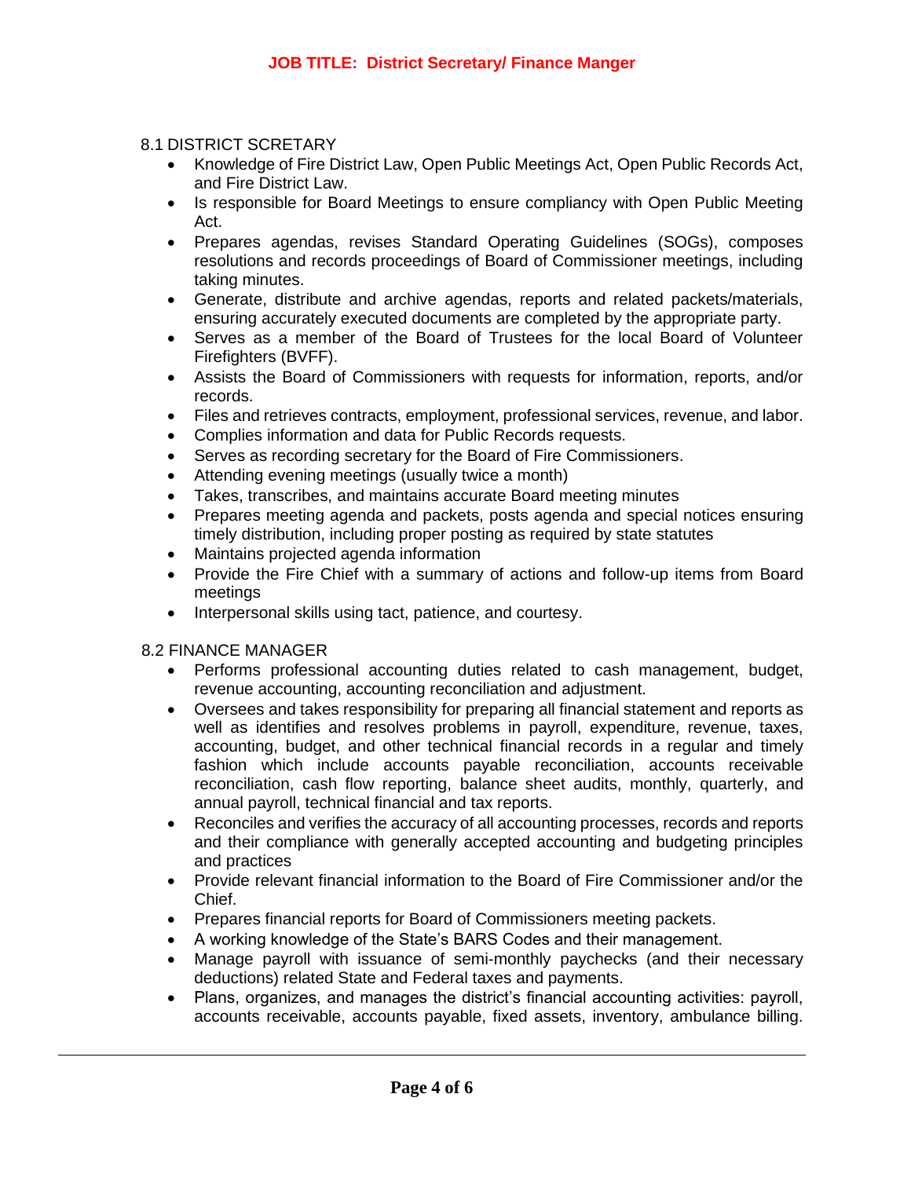**JOB TITLE: District Secretary/ Finance Manger**

8.1 DISTRICT SCRETARY

- Knowledge of Fire District Law, Open Public Meetings Act, Open Public Records Act, and Fire District Law.
- Is responsible for Board Meetings to ensure compliancy with Open Public Meeting Act.
- Prepares agendas, revises Standard Operating Guidelines (SOGs), composes resolutions and records proceedings of Board of Commissioner meetings, including taking minutes.
- Generate, distribute and archive agendas, reports and related packets/materials, ensuring accurately executed documents are completed by the appropriate party.
- Serves as a member of the Board of Trustees for the local Board of Volunteer Firefighters (BVFF).
- Assists the Board of Commissioners with requests for information, reports, and/or records.
- Files and retrieves contracts, employment, professional services, revenue, and labor.
- Complies information and data for Public Records requests.
- Serves as recording secretary for the Board of Fire Commissioners.
- Attending evening meetings (usually twice a month)
- Takes, transcribes, and maintains accurate Board meeting minutes
- Prepares meeting agenda and packets, posts agenda and special notices ensuring timely distribution, including proper posting as required by state statutes
- Maintains projected agenda information
- Provide the Fire Chief with a summary of actions and follow-up items from Board meetings
- Interpersonal skills using tact, patience, and courtesy.

8.2 FINANCE MANAGER

- Performs professional accounting duties related to cash management, budget, revenue accounting, accounting reconciliation and adjustment.
- Oversees and takes responsibility for preparing all financial statement and reports as well as identifies and resolves problems in payroll, expenditure, revenue, taxes, accounting, budget, and other technical financial records in a regular and timely fashion which include accounts payable reconciliation, accounts receivable reconciliation, cash flow reporting, balance sheet audits, monthly, quarterly, and annual payroll, technical financial and tax reports.
- Reconciles and verifies the accuracy of all accounting processes, records and reports and their compliance with generally accepted accounting and budgeting principles and practices
- Provide relevant financial information to the Board of Fire Commissioner and/or the Chief.
- Prepares financial reports for Board of Commissioners meeting packets.
- A working knowledge of the State's BARS Codes and their management.
- Manage payroll with issuance of semi-monthly paychecks (and their necessary deductions) related State and Federal taxes and payments.
- Plans, organizes, and manages the district's financial accounting activities: payroll, accounts receivable, accounts payable, fixed assets, inventory, ambulance billing.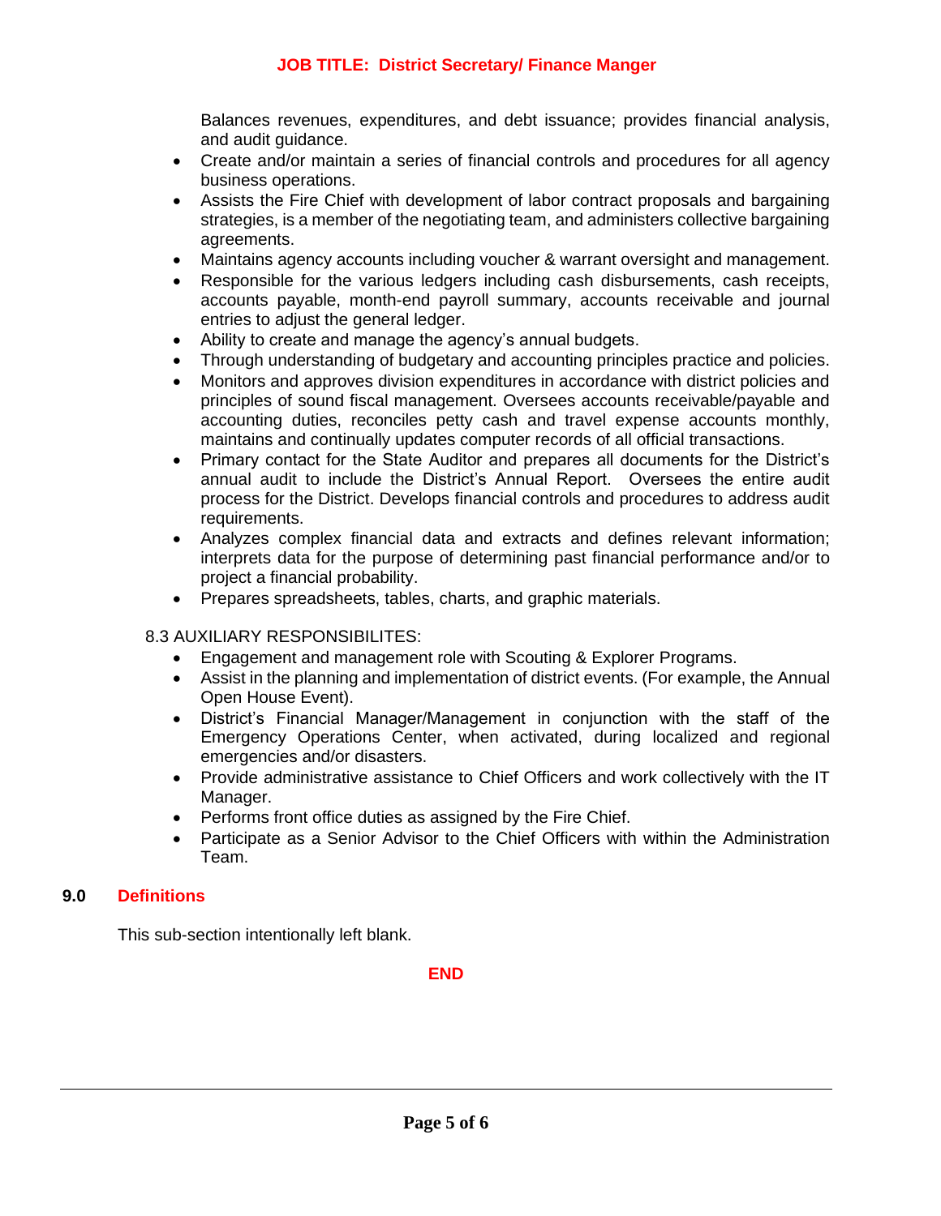Balances revenues, expenditures, and debt issuance; provides financial analysis, and audit guidance.

- Create and/or maintain a series of financial controls and procedures for all agency business operations.
- Assists the Fire Chief with development of labor contract proposals and bargaining strategies, is a member of the negotiating team, and administers collective bargaining agreements.
- Maintains agency accounts including voucher & warrant oversight and management.
- Responsible for the various ledgers including cash disbursements, cash receipts, accounts payable, month-end payroll summary, accounts receivable and journal entries to adjust the general ledger.
- Ability to create and manage the agency's annual budgets.
- Through understanding of budgetary and accounting principles practice and policies.
- Monitors and approves division expenditures in accordance with district policies and principles of sound fiscal management. Oversees accounts receivable/payable and accounting duties, reconciles petty cash and travel expense accounts monthly, maintains and continually updates computer records of all official transactions.
- Primary contact for the State Auditor and prepares all documents for the District's annual audit to include the District's Annual Report. Oversees the entire audit process for the District. Develops financial controls and procedures to address audit requirements.
- Analyzes complex financial data and extracts and defines relevant information; interprets data for the purpose of determining past financial performance and/or to project a financial probability.
- Prepares spreadsheets, tables, charts, and graphic materials.

8.3 AUXILIARY RESPONSIBILITES:

- Engagement and management role with Scouting & Explorer Programs.
- Assist in the planning and implementation of district events. (For example, the Annual Open House Event).
- District's Financial Manager/Management in conjunction with the staff of the Emergency Operations Center, when activated, during localized and regional emergencies and/or disasters.
- Provide administrative assistance to Chief Officers and work collectively with the IT Manager.
- Performs front office duties as assigned by the Fire Chief.
- Participate as a Senior Advisor to the Chief Officers with within the Administration Team.

## 9.0 Definitions

This sub-section intentionally left blank.

**END**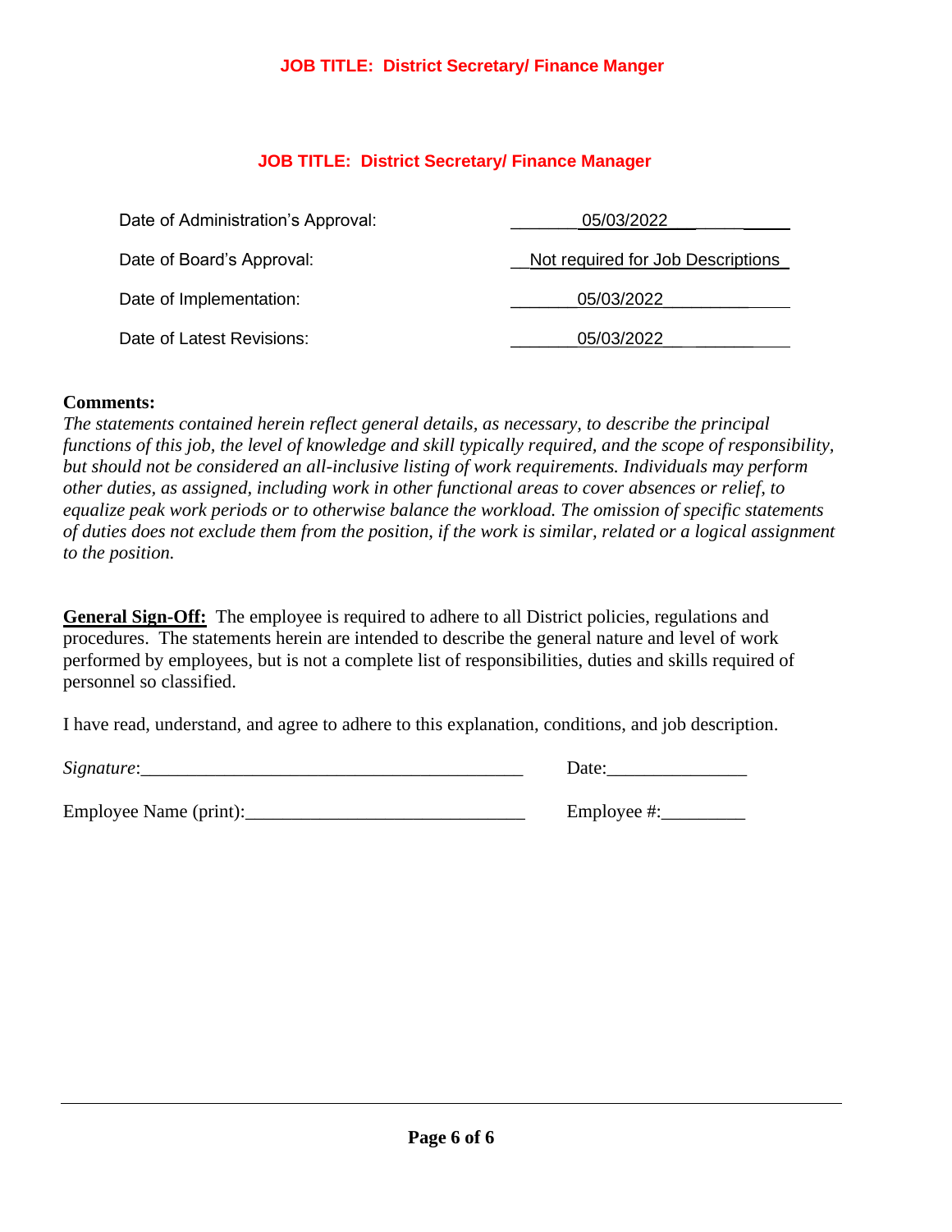**JOB TITLE: District Secretary/ Finance Manager**

| | |
|---|---|
| Date of Administration's Approval: | 05/03/2022 |
| Date of Board's Approval: | Not required for Job Descriptions |
| Date of Implementation: | 05/03/2022 |
| Date of Latest Revisions: | 05/03/2022 |

**Comments:**

*The statements contained herein reflect general details, as necessary, to describe the principal functions of this job, the level of knowledge and skill typically required, and the scope of responsibility, but should not be considered an all-inclusive listing of work requirements. Individuals may perform other duties, as assigned, including work in other functional areas to cover absences or relief, to equalize peak work periods or to otherwise balance the workload. The omission of specific statements of duties does not exclude them from the position, if the work is similar, related or a logical assignment to the position.*

**General Sign-Off:** The employee is required to adhere to all District policies, regulations and procedures. The statements herein are intended to describe the general nature and level of work performed by employees, but is not a complete list of responsibilities, duties and skills required of personnel so classified.

I have read, understand, and agree to adhere to this explanation, conditions, and job description.

*Signature*:__________________________________________ Date:_______________

Employee Name (print):_______________________________ Employee #:_________